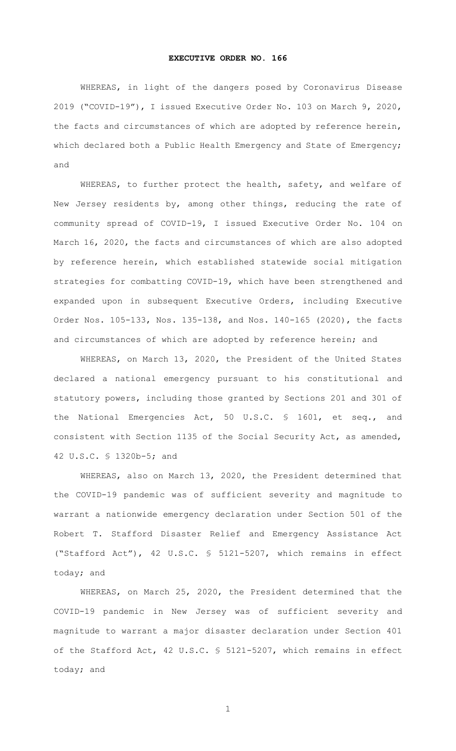# EXECUTIVE ORDER NO. 166

WHEREAS, in light of the dangers posed by Coronavirus Disease 2019 ("COVID-19"), I issued Executive Order No. 103 on March 9, 2020, the facts and circumstances of which are adopted by reference herein, which declared both a Public Health Emergency and State of Emergency; and

WHEREAS, to further protect the health, safety, and welfare of New Jersey residents by, among other things, reducing the rate of community spread of COVID-19, I issued Executive Order No. 104 on March 16, 2020, the facts and circumstances of which are also adopted by reference herein, which established statewide social mitigation strategies for combatting COVID-19, which have been strengthened and expanded upon in subsequent Executive Orders, including Executive Order Nos. 105-133, Nos. 135-138, and Nos. 140-165 (2020), the facts and circumstances of which are adopted by reference herein; and

WHEREAS, on March 13, 2020, the President of the United States declared a national emergency pursuant to his constitutional and statutory powers, including those granted by Sections 201 and 301 of the National Emergencies Act, 50 U.S.C. § 1601, et seq., and consistent with Section 1135 of the Social Security Act, as amended, 42 U.S.C. § 1320b-5; and

WHEREAS, also on March 13, 2020, the President determined that the COVID-19 pandemic was of sufficient severity and magnitude to warrant a nationwide emergency declaration under Section 501 of the Robert T. Stafford Disaster Relief and Emergency Assistance Act ("Stafford Act"), 42 U.S.C. § 5121-5207, which remains in effect today; and

WHEREAS, on March 25, 2020, the President determined that the COVID-19 pandemic in New Jersey was of sufficient severity and magnitude to warrant a major disaster declaration under Section 401 of the Stafford Act, 42 U.S.C. § 5121-5207, which remains in effect today; and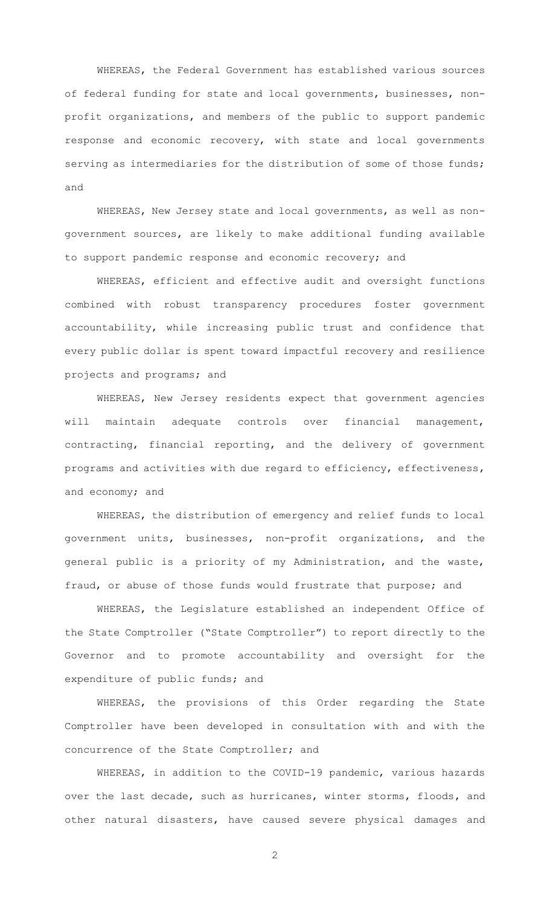WHEREAS, the Federal Government has established various sources of federal funding for state and local governments, businesses, non-profit organizations, and members of the public to support pandemic response and economic recovery, with state and local governments serving as intermediaries for the distribution of some of those funds; and

WHEREAS, New Jersey state and local governments, as well as non-government sources, are likely to make additional funding available to support pandemic response and economic recovery; and

WHEREAS, efficient and effective audit and oversight functions combined with robust transparency procedures foster government accountability, while increasing public trust and confidence that every public dollar is spent toward impactful recovery and resilience projects and programs; and

WHEREAS, New Jersey residents expect that government agencies will maintain adequate controls over financial management, contracting, financial reporting, and the delivery of government programs and activities with due regard to efficiency, effectiveness, and economy; and

WHEREAS, the distribution of emergency and relief funds to local government units, businesses, non-profit organizations, and the general public is a priority of my Administration, and the waste, fraud, or abuse of those funds would frustrate that purpose; and

WHEREAS, the Legislature established an independent Office of the State Comptroller ("State Comptroller") to report directly to the Governor and to promote accountability and oversight for the expenditure of public funds; and

WHEREAS, the provisions of this Order regarding the State Comptroller have been developed in consultation with and with the concurrence of the State Comptroller; and

WHEREAS, in addition to the COVID-19 pandemic, various hazards over the last decade, such as hurricanes, winter storms, floods, and other natural disasters, have caused severe physical damages and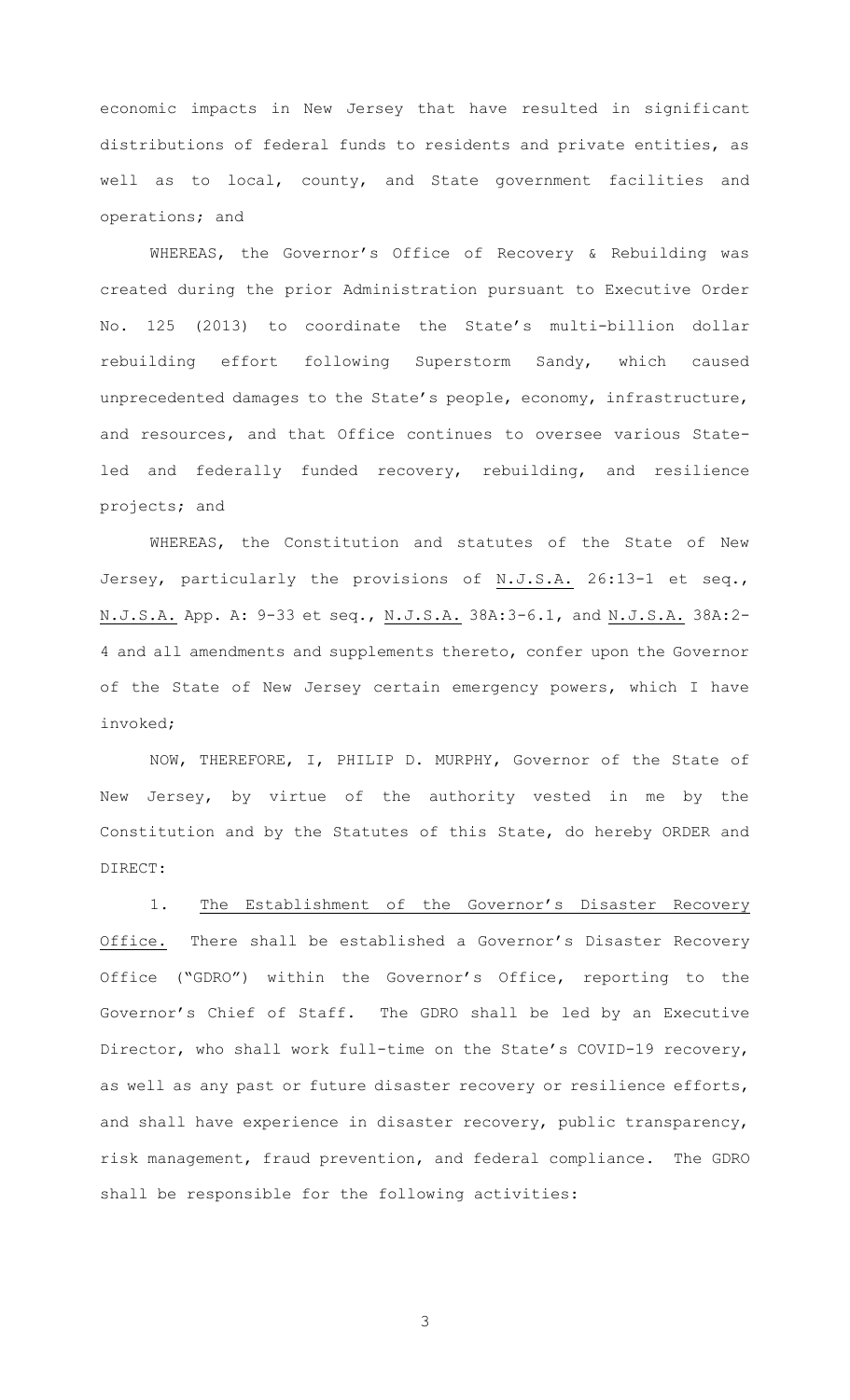economic impacts in New Jersey that have resulted in significant distributions of federal funds to residents and private entities, as well as to local, county, and State government facilities and operations; and

WHEREAS, the Governor's Office of Recovery & Rebuilding was created during the prior Administration pursuant to Executive Order No. 125 (2013) to coordinate the State's multi-billion dollar rebuilding effort following Superstorm Sandy, which caused unprecedented damages to the State's people, economy, infrastructure, and resources, and that Office continues to oversee various State-led and federally funded recovery, rebuilding, and resilience projects; and

WHEREAS, the Constitution and statutes of the State of New Jersey, particularly the provisions of N.J.S.A. 26:13-1 et seq., N.J.S.A. App. A: 9-33 et seq., N.J.S.A. 38A:3-6.1, and N.J.S.A. 38A:2-4 and all amendments and supplements thereto, confer upon the Governor of the State of New Jersey certain emergency powers, which I have invoked;

NOW, THEREFORE, I, PHILIP D. MURPHY, Governor of the State of New Jersey, by virtue of the authority vested in me by the Constitution and by the Statutes of this State, do hereby ORDER and DIRECT:

1. The Establishment of the Governor's Disaster Recovery Office. There shall be established a Governor's Disaster Recovery Office ("GDRO") within the Governor's Office, reporting to the Governor's Chief of Staff. The GDRO shall be led by an Executive Director, who shall work full-time on the State's COVID-19 recovery, as well as any past or future disaster recovery or resilience efforts, and shall have experience in disaster recovery, public transparency, risk management, fraud prevention, and federal compliance. The GDRO shall be responsible for the following activities: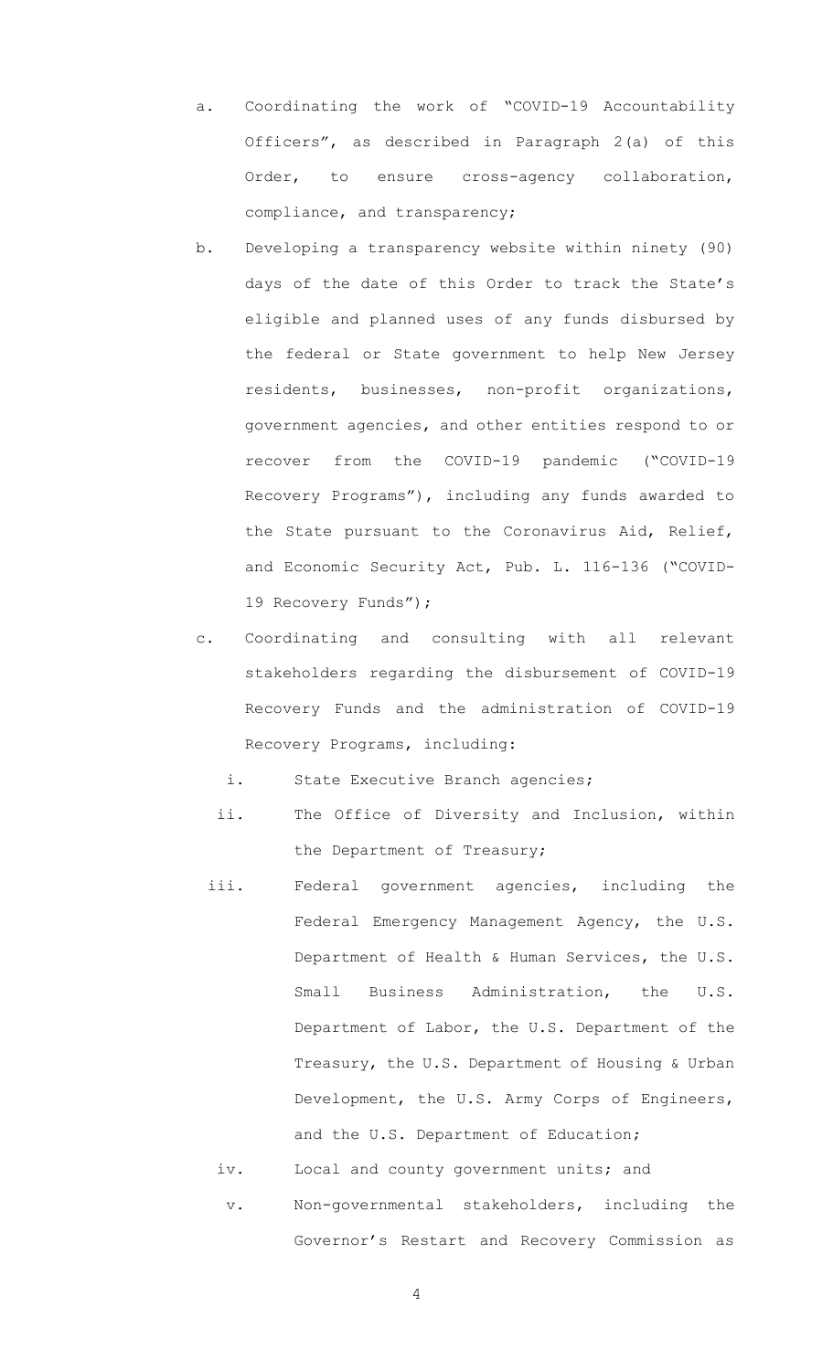a. Coordinating the work of "COVID-19 Accountability Officers", as described in Paragraph 2(a) of this Order, to ensure cross-agency collaboration, compliance, and transparency;

b. Developing a transparency website within ninety (90) days of the date of this Order to track the State's eligible and planned uses of any funds disbursed by the federal or State government to help New Jersey residents, businesses, non-profit organizations, government agencies, and other entities respond to or recover from the COVID-19 pandemic ("COVID-19 Recovery Programs"), including any funds awarded to the State pursuant to the Coronavirus Aid, Relief, and Economic Security Act, Pub. L. 116-136 ("COVID-19 Recovery Funds");

c. Coordinating and consulting with all relevant stakeholders regarding the disbursement of COVID-19 Recovery Funds and the administration of COVID-19 Recovery Programs, including:

   i. State Executive Branch agencies;

   ii. The Office of Diversity and Inclusion, within the Department of Treasury;

   iii. Federal government agencies, including the Federal Emergency Management Agency, the U.S. Department of Health & Human Services, the U.S. Small Business Administration, the U.S. Department of Labor, the U.S. Department of the Treasury, the U.S. Department of Housing & Urban Development, the U.S. Army Corps of Engineers, and the U.S. Department of Education;

   iv. Local and county government units; and

   v. Non-governmental stakeholders, including the Governor's Restart and Recovery Commission as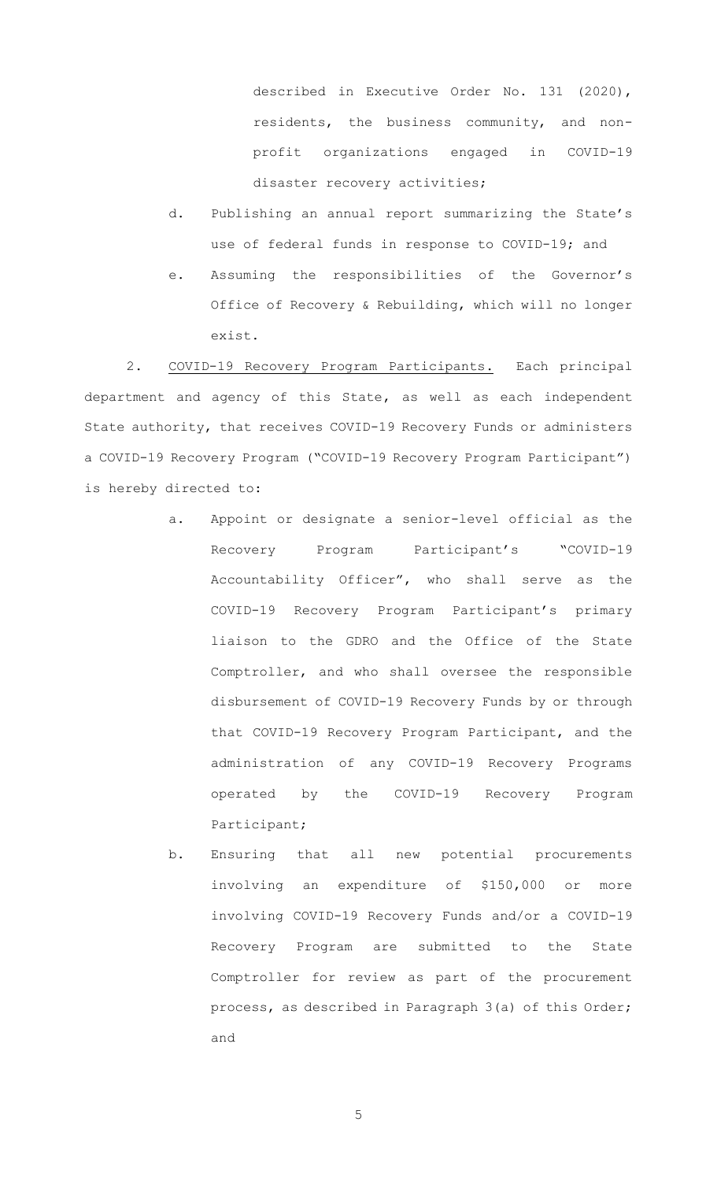described in Executive Order No. 131 (2020), residents, the business community, and non-profit organizations engaged in COVID-19 disaster recovery activities;

d. Publishing an annual report summarizing the State's use of federal funds in response to COVID-19; and

e. Assuming the responsibilities of the Governor's Office of Recovery & Rebuilding, which will no longer exist.

2. COVID-19 Recovery Program Participants. Each principal department and agency of this State, as well as each independent State authority, that receives COVID-19 Recovery Funds or administers a COVID-19 Recovery Program ("COVID-19 Recovery Program Participant") is hereby directed to:

a. Appoint or designate a senior-level official as the Recovery Program Participant's "COVID-19 Accountability Officer", who shall serve as the COVID-19 Recovery Program Participant's primary liaison to the GDRO and the Office of the State Comptroller, and who shall oversee the responsible disbursement of COVID-19 Recovery Funds by or through that COVID-19 Recovery Program Participant, and the administration of any COVID-19 Recovery Programs operated by the COVID-19 Recovery Program Participant;

b. Ensuring that all new potential procurements involving an expenditure of $150,000 or more involving COVID-19 Recovery Funds and/or a COVID-19 Recovery Program are submitted to the State Comptroller for review as part of the procurement process, as described in Paragraph 3(a) of this Order; and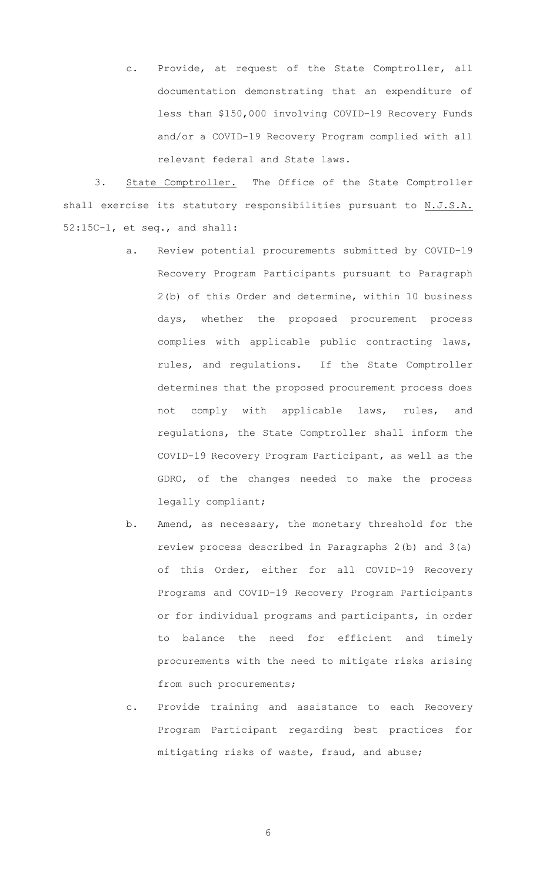c. Provide, at request of the State Comptroller, all documentation demonstrating that an expenditure of less than $150,000 involving COVID-19 Recovery Funds and/or a COVID-19 Recovery Program complied with all relevant federal and State laws.

3. <u>State Comptroller.</u> The Office of the State Comptroller shall exercise its statutory responsibilities pursuant to <u>N.J.S.A.</u> 52:15C-1, et seq., and shall:

a. Review potential procurements submitted by COVID-19 Recovery Program Participants pursuant to Paragraph 2(b) of this Order and determine, within 10 business days, whether the proposed procurement process complies with applicable public contracting laws, rules, and regulations. If the State Comptroller determines that the proposed procurement process does not comply with applicable laws, rules, and regulations, the State Comptroller shall inform the COVID-19 Recovery Program Participant, as well as the GDRO, of the changes needed to make the process legally compliant;

b. Amend, as necessary, the monetary threshold for the review process described in Paragraphs 2(b) and 3(a) of this Order, either for all COVID-19 Recovery Programs and COVID-19 Recovery Program Participants or for individual programs and participants, in order to balance the need for efficient and timely procurements with the need to mitigate risks arising from such procurements;

c. Provide training and assistance to each Recovery Program Participant regarding best practices for mitigating risks of waste, fraud, and abuse;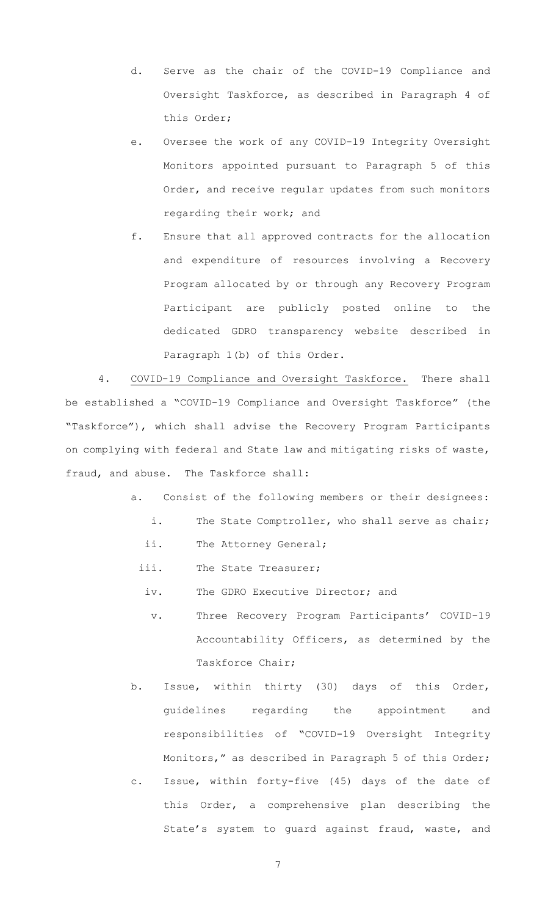d. Serve as the chair of the COVID-19 Compliance and Oversight Taskforce, as described in Paragraph 4 of this Order;

e. Oversee the work of any COVID-19 Integrity Oversight Monitors appointed pursuant to Paragraph 5 of this Order, and receive regular updates from such monitors regarding their work; and

f. Ensure that all approved contracts for the allocation and expenditure of resources involving a Recovery Program allocated by or through any Recovery Program Participant are publicly posted online to the dedicated GDRO transparency website described in Paragraph 1(b) of this Order.

4. COVID-19 Compliance and Oversight Taskforce. There shall be established a "COVID-19 Compliance and Oversight Taskforce" (the "Taskforce"), which shall advise the Recovery Program Participants on complying with federal and State law and mitigating risks of waste, fraud, and abuse. The Taskforce shall:

a. Consist of the following members or their designees:

   i. The State Comptroller, who shall serve as chair;

   ii. The Attorney General;

   iii. The State Treasurer;

   iv. The GDRO Executive Director; and

   v. Three Recovery Program Participants' COVID-19 Accountability Officers, as determined by the Taskforce Chair;

b. Issue, within thirty (30) days of this Order, guidelines regarding the appointment and responsibilities of "COVID-19 Oversight Integrity Monitors," as described in Paragraph 5 of this Order;

c. Issue, within forty-five (45) days of the date of this Order, a comprehensive plan describing the State's system to guard against fraud, waste, and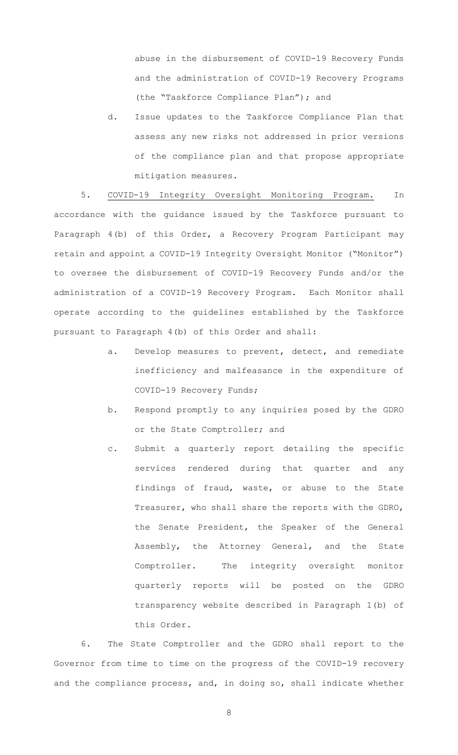abuse in the disbursement of COVID-19 Recovery Funds and the administration of COVID-19 Recovery Programs (the "Taskforce Compliance Plan"); and

d. Issue updates to the Taskforce Compliance Plan that assess any new risks not addressed in prior versions of the compliance plan and that propose appropriate mitigation measures.

5. COVID-19 Integrity Oversight Monitoring Program. In accordance with the guidance issued by the Taskforce pursuant to Paragraph 4(b) of this Order, a Recovery Program Participant may retain and appoint a COVID-19 Integrity Oversight Monitor ("Monitor") to oversee the disbursement of COVID-19 Recovery Funds and/or the administration of a COVID-19 Recovery Program. Each Monitor shall operate according to the guidelines established by the Taskforce pursuant to Paragraph 4(b) of this Order and shall:

a. Develop measures to prevent, detect, and remediate inefficiency and malfeasance in the expenditure of COVID-19 Recovery Funds;

b. Respond promptly to any inquiries posed by the GDRO or the State Comptroller; and

c. Submit a quarterly report detailing the specific services rendered during that quarter and any findings of fraud, waste, or abuse to the State Treasurer, who shall share the reports with the GDRO, the Senate President, the Speaker of the General Assembly, the Attorney General, and the State Comptroller. The integrity oversight monitor quarterly reports will be posted on the GDRO transparency website described in Paragraph 1(b) of this Order.

6. The State Comptroller and the GDRO shall report to the Governor from time to time on the progress of the COVID-19 recovery and the compliance process, and, in doing so, shall indicate whether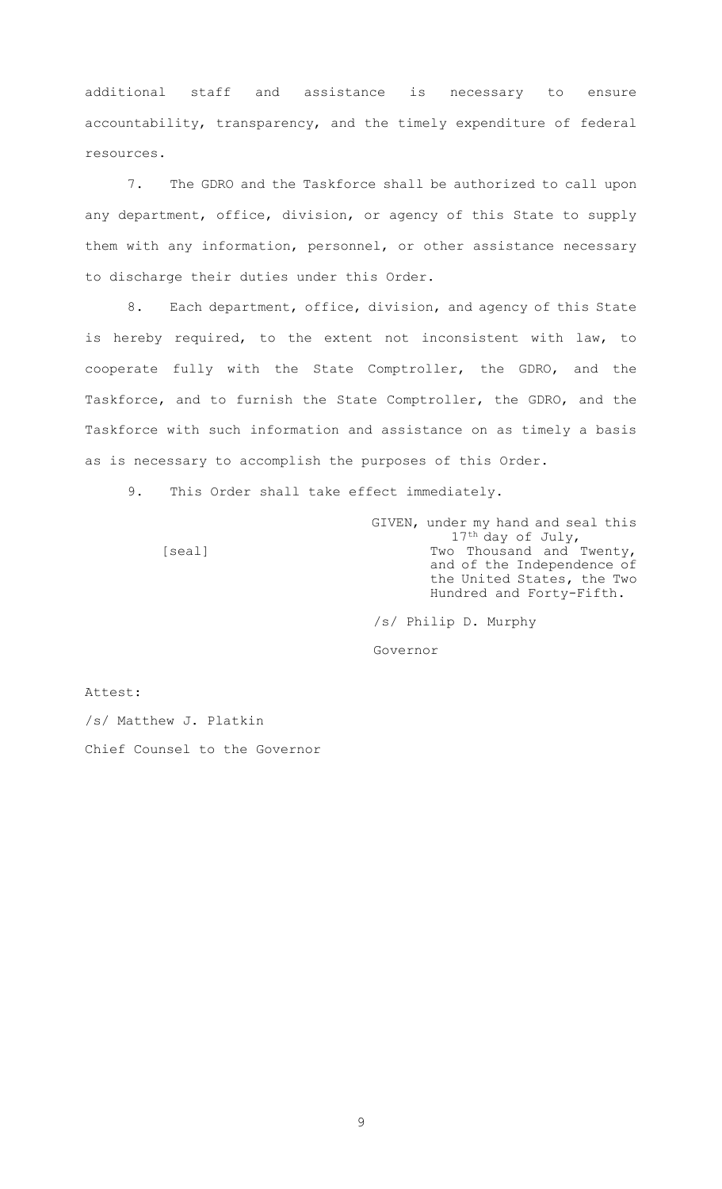additional staff and assistance is necessary to ensure accountability, transparency, and the timely expenditure of federal resources.

7. The GDRO and the Taskforce shall be authorized to call upon any department, office, division, or agency of this State to supply them with any information, personnel, or other assistance necessary to discharge their duties under this Order.

8. Each department, office, division, and agency of this State is hereby required, to the extent not inconsistent with law, to cooperate fully with the State Comptroller, the GDRO, and the Taskforce, and to furnish the State Comptroller, the GDRO, and the Taskforce with such information and assistance on as timely a basis as is necessary to accomplish the purposes of this Order.

9. This Order shall take effect immediately.

[seal]

GIVEN, under my hand and seal this 17th day of July, Two Thousand and Twenty, and of the Independence of the United States, the Two Hundred and Forty-Fifth.

/s/ Philip D. Murphy

Governor

Attest:

/s/ Matthew J. Platkin

Chief Counsel to the Governor